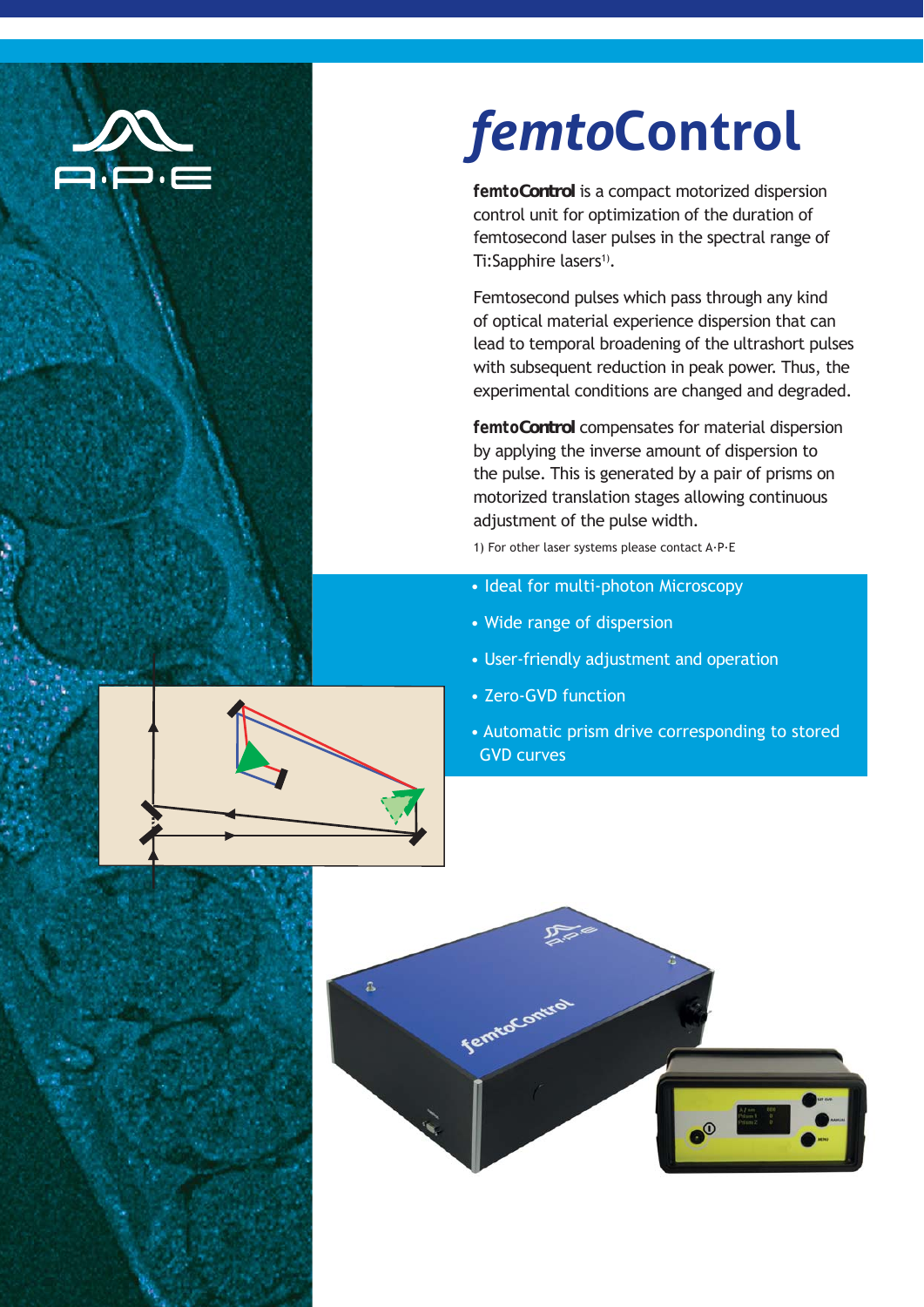# *femto*Control

**femtoControl** is a compact motorized dispersion control unit for optimization of the duration of femtosecond laser pulses in the spectral range of Ti:Sapphire lasers[1].

Femtosecond pulses which pass through any kind of optical material experience dispersion that can lead to temporal broadening of the ultrashort pulses with subsequent reduction in peak power. Thus, the experimental conditions are changed and degraded.

**femtoControl** compensates for material dispersion by applying the inverse amount of dispersion to the pulse. This is generated by a pair of prisms on motorized translation stages allowing continuous adjustment of the pulse width.

1) For other laser systems please contact A·P·E

- Ideal for multi-photon Microscopy
- Wide range of dispersion
- User-friendly adjustment and operation
- Zero-GVD function
- Automatic prism drive corresponding to stored GVD curves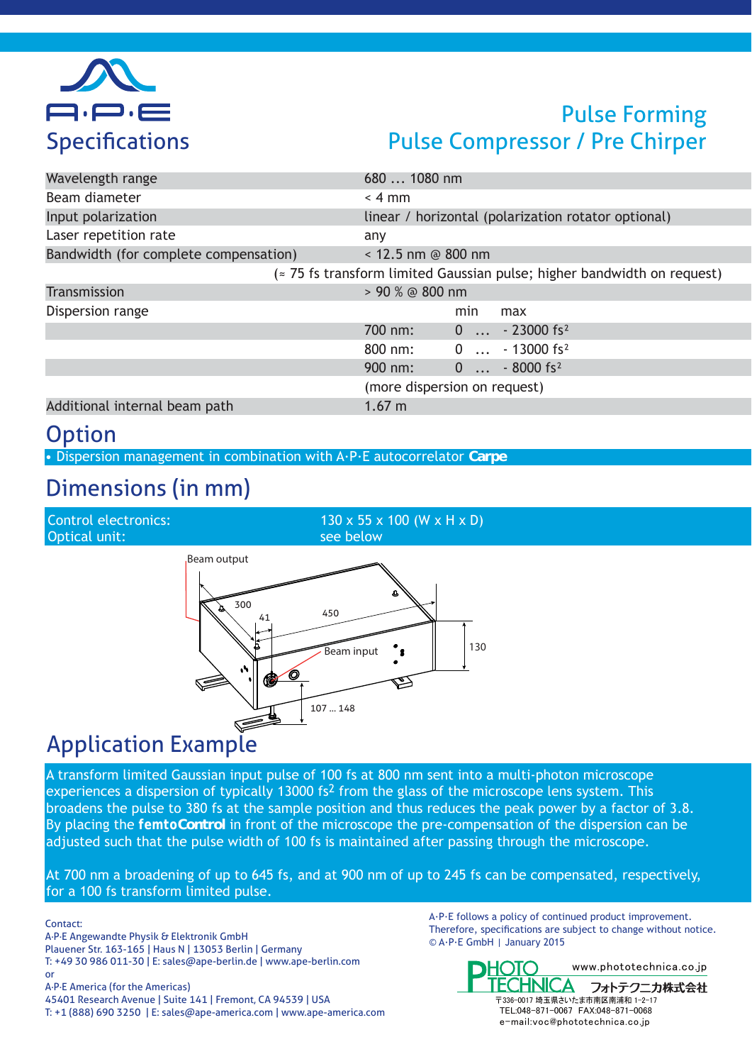# Specifications

## Pulse Forming
## Pulse Compressor / Pre Chirper

| | | | |
|---|---|---|---|
| Wavelength range | 680 … 1080 nm | | |
| Beam diameter | < 4 mm | | |
| Input polarization | linear / horizontal (polarization rotator optional) | | |
| Laser repetition rate | any | | |
| Bandwidth (for complete compensation) | < 12.5 nm @ 800 nm | | |
| | (≈ 75 fs transform limited Gaussian pulse; higher bandwidth on request) | | |
| Transmission | > 90 % @ 800 nm | | |
| Dispersion range | | min | max |
| | 700 nm: | 0 … | - 23000 fs² |
| | 800 nm: | 0 … | - 13000 fs² |
| | 900 nm: | 0 … | - 8000 fs² |
| | (more dispersion on request) | | |
| Additional internal beam path | 1.67 m | | |

## Option

- Dispersion management in combination with A·P·E autocorrelator **Carpe**

## Dimensions (in mm)

| | |
|---|---|
| Control electronics: | 130 x 55 x 100 (W x H x D) |
| Optical unit: | see below |

Beam output
300
41
450
Beam input
130
107 … 148

## Application Example

A transform limited Gaussian input pulse of 100 fs at 800 nm sent into a multi-photon microscope experiences a dispersion of typically 13000 fs² from the glass of the microscope lens system. This broadens the pulse to 380 fs at the sample position and thus reduces the peak power by a factor of 3.8. By placing the **femtoControl** in front of the microscope the pre-compensation of the dispersion can be adjusted such that the pulse width of 100 fs is maintained after passing through the microscope.

At 700 nm a broadening of up to 645 fs, and at 900 nm of up to 245 fs can be compensated, respectively, for a 100 fs transform limited pulse.

Contact:
A·P·E Angewandte Physik & Elektronik GmbH
Plauener Str. 163-165 | Haus N | 13053 Berlin | Germany
T: +49 30 986 011-30 | E: sales@ape-berlin.de | www.ape-berlin.com
or
A·P·E America (for the Americas)
45401 Research Avenue | Suite 141 | Fremont, CA 94539 | USA
T: +1 (888) 690 3250 | E: sales@ape-america.com | www.ape-america.com

A·P·E follows a policy of continued product improvement.
Therefore, specifications are subject to change without notice.
© A·P·E GmbH | January 2015

PHOTO TECHNICA
www.phototechnica.co.jp
フォトテクニカ株式会社
〒336-0017 埼玉県さいたま市南区南浦和 1-2-17
TEL:048-871-0067 FAX:048-871-0068
e-mail:voc@phototechnica.co.jp